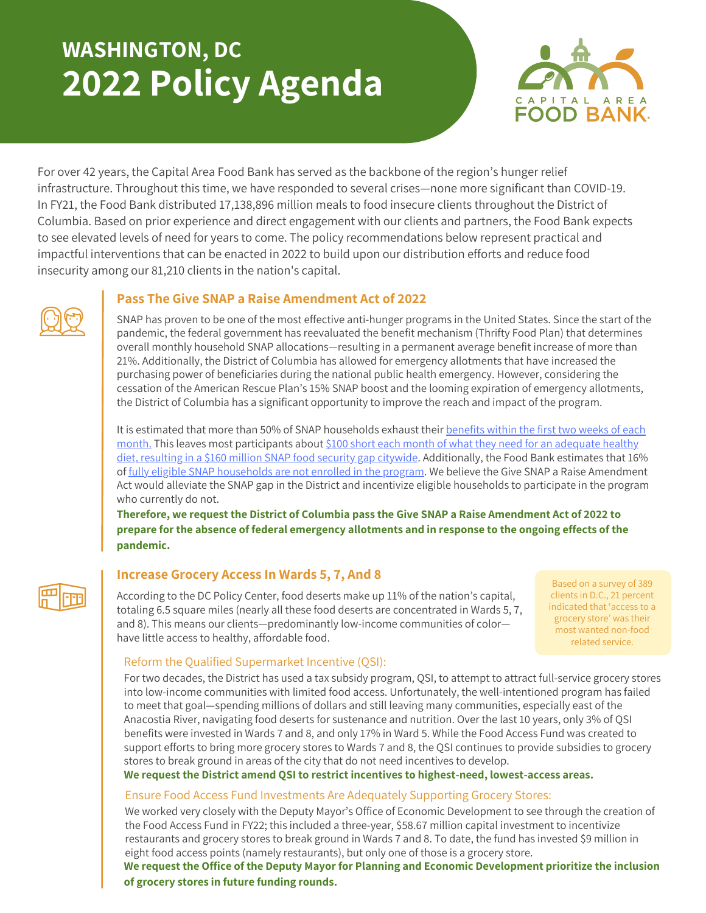# WASHINGTON, DC
# 2022 Policy Agenda

CAPITAL AREA FOOD BANK

For over 42 years, the Capital Area Food Bank has served as the backbone of the region's hunger relief infrastructure. Throughout this time, we have responded to several crises—none more significant than COVID-19. In FY21, the Food Bank distributed 17,138,896 million meals to food insecure clients throughout the District of Columbia. Based on prior experience and direct engagement with our clients and partners, the Food Bank expects to see elevated levels of need for years to come. The policy recommendations below represent practical and impactful interventions that can be enacted in 2022 to build upon our distribution efforts and reduce food insecurity among our 81,210 clients in the nation's capital.

## Pass The Give SNAP a Raise Amendment Act of 2022

SNAP has proven to be one of the most effective anti-hunger programs in the United States. Since the start of the pandemic, the federal government has reevaluated the benefit mechanism (Thrifty Food Plan) that determines overall monthly household SNAP allocations—resulting in a permanent average benefit increase of more than 21%. Additionally, the District of Columbia has allowed for emergency allotments that have increased the purchasing power of beneficiaries during the national public health emergency. However, considering the cessation of the American Rescue Plan's 15% SNAP boost and the looming expiration of emergency allotments, the District of Columbia has a significant opportunity to improve the reach and impact of the program.

It is estimated that more than 50% of SNAP households exhaust their benefits within the first two weeks of each month. This leaves most participants about $100 short each month of what they need for an adequate healthy diet, resulting in a $160 million SNAP food security gap citywide. Additionally, the Food Bank estimates that 16% of fully eligible SNAP households are not enrolled in the program. We believe the Give SNAP a Raise Amendment Act would alleviate the SNAP gap in the District and incentivize eligible households to participate in the program who currently do not.

**Therefore, we request the District of Columbia pass the Give SNAP a Raise Amendment Act of 2022 to prepare for the absence of federal emergency allotments and in response to the ongoing effects of the pandemic.**

## Increase Grocery Access In Wards 5, 7, And 8

According to the DC Policy Center, food deserts make up 11% of the nation's capital, totaling 6.5 square miles (nearly all these food deserts are concentrated in Wards 5, 7, and 8). This means our clients—predominantly low-income communities of color—have little access to healthy, affordable food.

> Based on a survey of 389 clients in D.C., 21 percent indicated that 'access to a grocery store' was their most wanted non-food related service.

### Reform the Qualified Supermarket Incentive (QSI):

For two decades, the District has used a tax subsidy program, QSI, to attempt to attract full-service grocery stores into low-income communities with limited food access. Unfortunately, the well-intentioned program has failed to meet that goal—spending millions of dollars and still leaving many communities, especially east of the Anacostia River, navigating food deserts for sustenance and nutrition. Over the last 10 years, only 3% of QSI benefits were invested in Wards 7 and 8, and only 17% in Ward 5. While the Food Access Fund was created to support efforts to bring more grocery stores to Wards 7 and 8, the QSI continues to provide subsidies to grocery stores to break ground in areas of the city that do not need incentives to develop.

**We request the District amend QSI to restrict incentives to highest-need, lowest-access areas.**

### Ensure Food Access Fund Investments Are Adequately Supporting Grocery Stores:

We worked very closely with the Deputy Mayor's Office of Economic Development to see through the creation of the Food Access Fund in FY22; this included a three-year, $58.67 million capital investment to incentivize restaurants and grocery stores to break ground in Wards 7 and 8. To date, the fund has invested $9 million in eight food access points (namely restaurants), but only one of those is a grocery store.

**We request the Office of the Deputy Mayor for Planning and Economic Development prioritize the inclusion of grocery stores in future funding rounds.**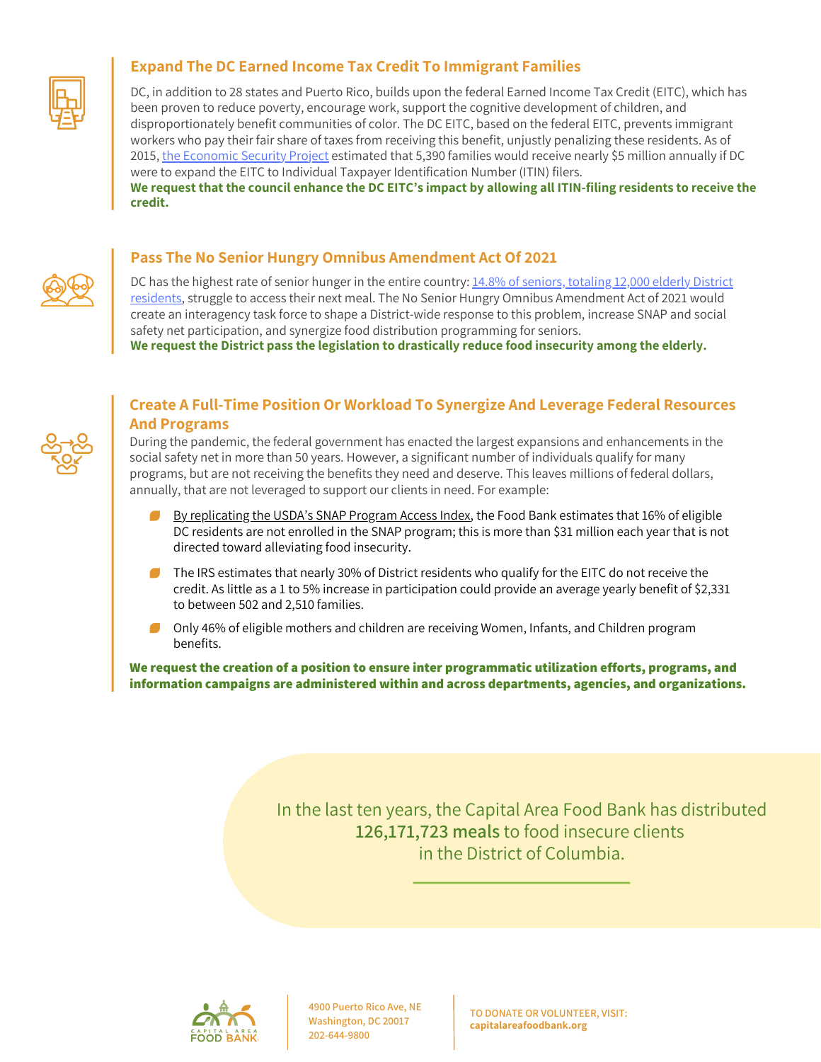## Expand The DC Earned Income Tax Credit To Immigrant Families

DC, in addition to 28 states and Puerto Rico, builds upon the federal Earned Income Tax Credit (EITC), which has been proven to reduce poverty, encourage work, support the cognitive development of children, and disproportionately benefit communities of color. The DC EITC, based on the federal EITC, prevents immigrant workers who pay their fair share of taxes from receiving this benefit, unjustly penalizing these residents. As of 2015, the Economic Security Project estimated that 5,390 families would receive nearly $5 million annually if DC were to expand the EITC to Individual Taxpayer Identification Number (ITIN) filers.

**We request that the council enhance the DC EITC's impact by allowing all ITIN-filing residents to receive the credit.**

## Pass The No Senior Hungry Omnibus Amendment Act Of 2021

DC has the highest rate of senior hunger in the entire country: 14.8% of seniors, totaling 12,000 elderly District residents, struggle to access their next meal. The No Senior Hungry Omnibus Amendment Act of 2021 would create an interagency task force to shape a District-wide response to this problem, increase SNAP and social safety net participation, and synergize food distribution programming for seniors.

**We request the District pass the legislation to drastically reduce food insecurity among the elderly.**

## Create A Full-Time Position Or Workload To Synergize And Leverage Federal Resources And Programs

During the pandemic, the federal government has enacted the largest expansions and enhancements in the social safety net in more than 50 years. However, a significant number of individuals qualify for many programs, but are not receiving the benefits they need and deserve. This leaves millions of federal dollars, annually, that are not leveraged to support our clients in need. For example:

- By replicating the USDA's SNAP Program Access Index, the Food Bank estimates that 16% of eligible DC residents are not enrolled in the SNAP program; this is more than $31 million each year that is not directed toward alleviating food insecurity.
- The IRS estimates that nearly 30% of District residents who qualify for the EITC do not receive the credit. As little as a 1 to 5% increase in participation could provide an average yearly benefit of $2,331 to between 502 and 2,510 families.
- Only 46% of eligible mothers and children are receiving Women, Infants, and Children program benefits.

**We request the creation of a position to ensure inter programmatic utilization efforts, programs, and information campaigns are administered within and across departments, agencies, and organizations.**

In the last ten years, the Capital Area Food Bank has distributed **126,171,723 meals** to food insecure clients in the District of Columbia.

CAPITAL AREA FOOD BANK

4900 Puerto Rico Ave, NE
Washington, DC 20017
202-644-9800

TO DONATE OR VOLUNTEER, VISIT:
**capitalareafoodbank.org**